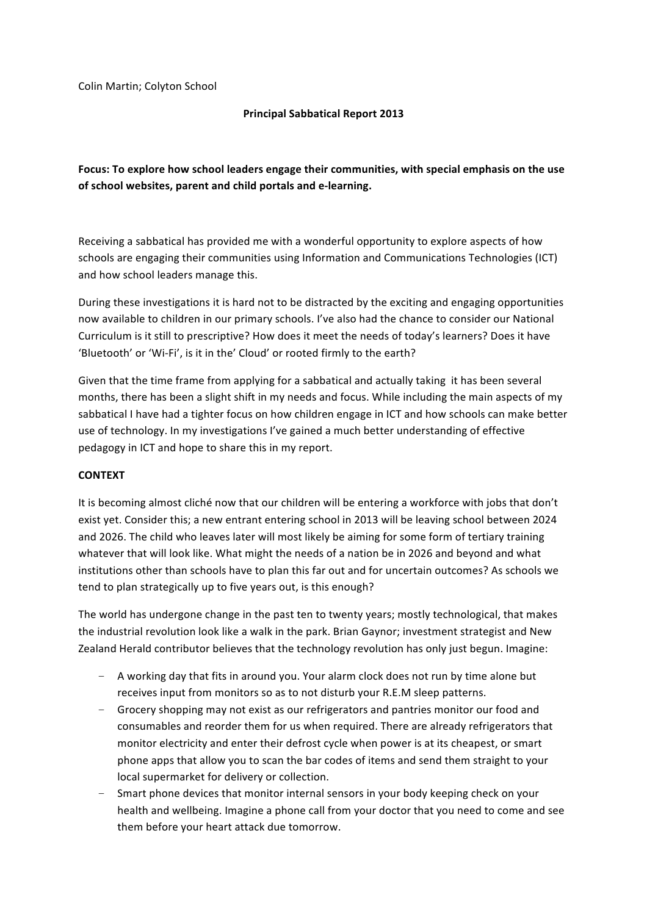Colin Martin; Colyton School

**Principal Sabbatical Report 2013**

**Focus: To explore how school leaders engage their communities, with special emphasis on the use of school websites, parent and child portals and e-learning.**

Receiving a sabbatical has provided me with a wonderful opportunity to explore aspects of how schools are engaging their communities using Information and Communications Technologies (ICT) and how school leaders manage this.

During these investigations it is hard not to be distracted by the exciting and engaging opportunities now available to children in our primary schools. I've also had the chance to consider our National Curriculum is it still to prescriptive? How does it meet the needs of today's learners? Does it have 'Bluetooth' or 'Wi-Fi', is it in the' Cloud' or rooted firmly to the earth?

Given that the time frame from applying for a sabbatical and actually taking it has been several months, there has been a slight shift in my needs and focus. While including the main aspects of my sabbatical I have had a tighter focus on how children engage in ICT and how schools can make better use of technology. In my investigations I've gained a much better understanding of effective pedagogy in ICT and hope to share this in my report.

**CONTEXT**

It is becoming almost cliché now that our children will be entering a workforce with jobs that don't exist yet. Consider this; a new entrant entering school in 2013 will be leaving school between 2024 and 2026. The child who leaves later will most likely be aiming for some form of tertiary training whatever that will look like. What might the needs of a nation be in 2026 and beyond and what institutions other than schools have to plan this far out and for uncertain outcomes? As schools we tend to plan strategically up to five years out, is this enough?

The world has undergone change in the past ten to twenty years; mostly technological, that makes the industrial revolution look like a walk in the park. Brian Gaynor; investment strategist and New Zealand Herald contributor believes that the technology revolution has only just begun. Imagine:

- A working day that fits in around you. Your alarm clock does not run by time alone but receives input from monitors so as to not disturb your R.E.M sleep patterns.
- Grocery shopping may not exist as our refrigerators and pantries monitor our food and consumables and reorder them for us when required. There are already refrigerators that monitor electricity and enter their defrost cycle when power is at its cheapest, or smart phone apps that allow you to scan the bar codes of items and send them straight to your local supermarket for delivery or collection.
- Smart phone devices that monitor internal sensors in your body keeping check on your health and wellbeing. Imagine a phone call from your doctor that you need to come and see them before your heart attack due tomorrow.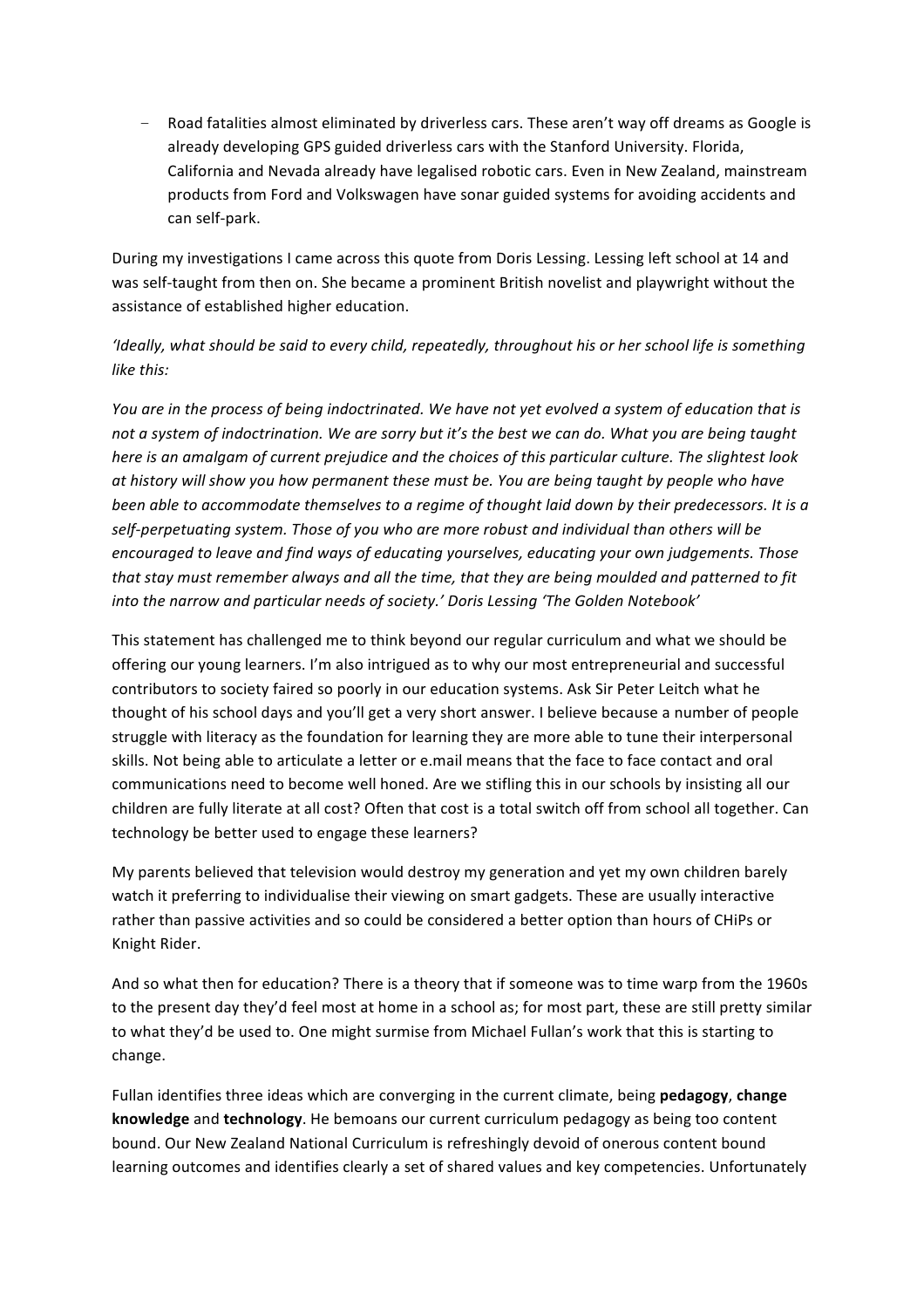- Road fatalities almost eliminated by driverless cars. These aren't way off dreams as Google is already developing GPS guided driverless cars with the Stanford University. Florida, California and Nevada already have legalised robotic cars. Even in New Zealand, mainstream products from Ford and Volkswagen have sonar guided systems for avoiding accidents and can self-park.

During my investigations I came across this quote from Doris Lessing. Lessing left school at 14 and was self-taught from then on. She became a prominent British novelist and playwright without the assistance of established higher education.

*'Ideally, what should be said to every child, repeatedly, throughout his or her school life is something like this:*

*You are in the process of being indoctrinated. We have not yet evolved a system of education that is not a system of indoctrination. We are sorry but it's the best we can do. What you are being taught here is an amalgam of current prejudice and the choices of this particular culture. The slightest look at history will show you how permanent these must be. You are being taught by people who have been able to accommodate themselves to a regime of thought laid down by their predecessors. It is a self-perpetuating system. Those of you who are more robust and individual than others will be encouraged to leave and find ways of educating yourselves, educating your own judgements. Those that stay must remember always and all the time, that they are being moulded and patterned to fit into the narrow and particular needs of society.' Doris Lessing 'The Golden Notebook'*

This statement has challenged me to think beyond our regular curriculum and what we should be offering our young learners. I'm also intrigued as to why our most entrepreneurial and successful contributors to society faired so poorly in our education systems. Ask Sir Peter Leitch what he thought of his school days and you'll get a very short answer. I believe because a number of people struggle with literacy as the foundation for learning they are more able to tune their interpersonal skills. Not being able to articulate a letter or e.mail means that the face to face contact and oral communications need to become well honed. Are we stifling this in our schools by insisting all our children are fully literate at all cost? Often that cost is a total switch off from school all together. Can technology be better used to engage these learners?

My parents believed that television would destroy my generation and yet my own children barely watch it preferring to individualise their viewing on smart gadgets. These are usually interactive rather than passive activities and so could be considered a better option than hours of CHiPs or Knight Rider.

And so what then for education? There is a theory that if someone was to time warp from the 1960s to the present day they'd feel most at home in a school as; for most part, these are still pretty similar to what they'd be used to. One might surmise from Michael Fullan's work that this is starting to change.

Fullan identifies three ideas which are converging in the current climate, being **pedagogy**, **change knowledge** and **technology**. He bemoans our current curriculum pedagogy as being too content bound. Our New Zealand National Curriculum is refreshingly devoid of onerous content bound learning outcomes and identifies clearly a set of shared values and key competencies. Unfortunately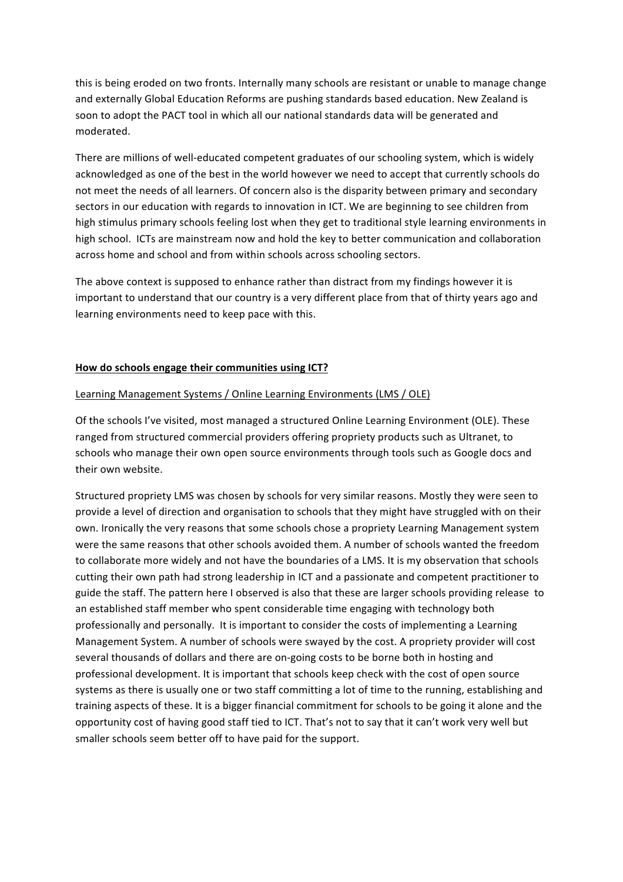this is being eroded on two fronts. Internally many schools are resistant or unable to manage change and externally Global Education Reforms are pushing standards based education. New Zealand is soon to adopt the PACT tool in which all our national standards data will be generated and moderated.

There are millions of well-educated competent graduates of our schooling system, which is widely acknowledged as one of the best in the world however we need to accept that currently schools do not meet the needs of all learners. Of concern also is the disparity between primary and secondary sectors in our education with regards to innovation in ICT. We are beginning to see children from high stimulus primary schools feeling lost when they get to traditional style learning environments in high school. ICTs are mainstream now and hold the key to better communication and collaboration across home and school and from within schools across schooling sectors.

The above context is supposed to enhance rather than distract from my findings however it is important to understand that our country is a very different place from that of thirty years ago and learning environments need to keep pace with this.

## How do schools engage their communities using ICT?

### Learning Management Systems / Online Learning Environments (LMS / OLE)

Of the schools I've visited, most managed a structured Online Learning Environment (OLE). These ranged from structured commercial providers offering propriety products such as Ultranet, to schools who manage their own open source environments through tools such as Google docs and their own website.

Structured propriety LMS was chosen by schools for very similar reasons. Mostly they were seen to provide a level of direction and organisation to schools that they might have struggled with on their own. Ironically the very reasons that some schools chose a propriety Learning Management system were the same reasons that other schools avoided them. A number of schools wanted the freedom to collaborate more widely and not have the boundaries of a LMS. It is my observation that schools cutting their own path had strong leadership in ICT and a passionate and competent practitioner to guide the staff. The pattern here I observed is also that these are larger schools providing release to an established staff member who spent considerable time engaging with technology both professionally and personally. It is important to consider the costs of implementing a Learning Management System. A number of schools were swayed by the cost. A propriety provider will cost several thousands of dollars and there are on-going costs to be borne both in hosting and professional development. It is important that schools keep check with the cost of open source systems as there is usually one or two staff committing a lot of time to the running, establishing and training aspects of these. It is a bigger financial commitment for schools to be going it alone and the opportunity cost of having good staff tied to ICT. That's not to say that it can't work very well but smaller schools seem better off to have paid for the support.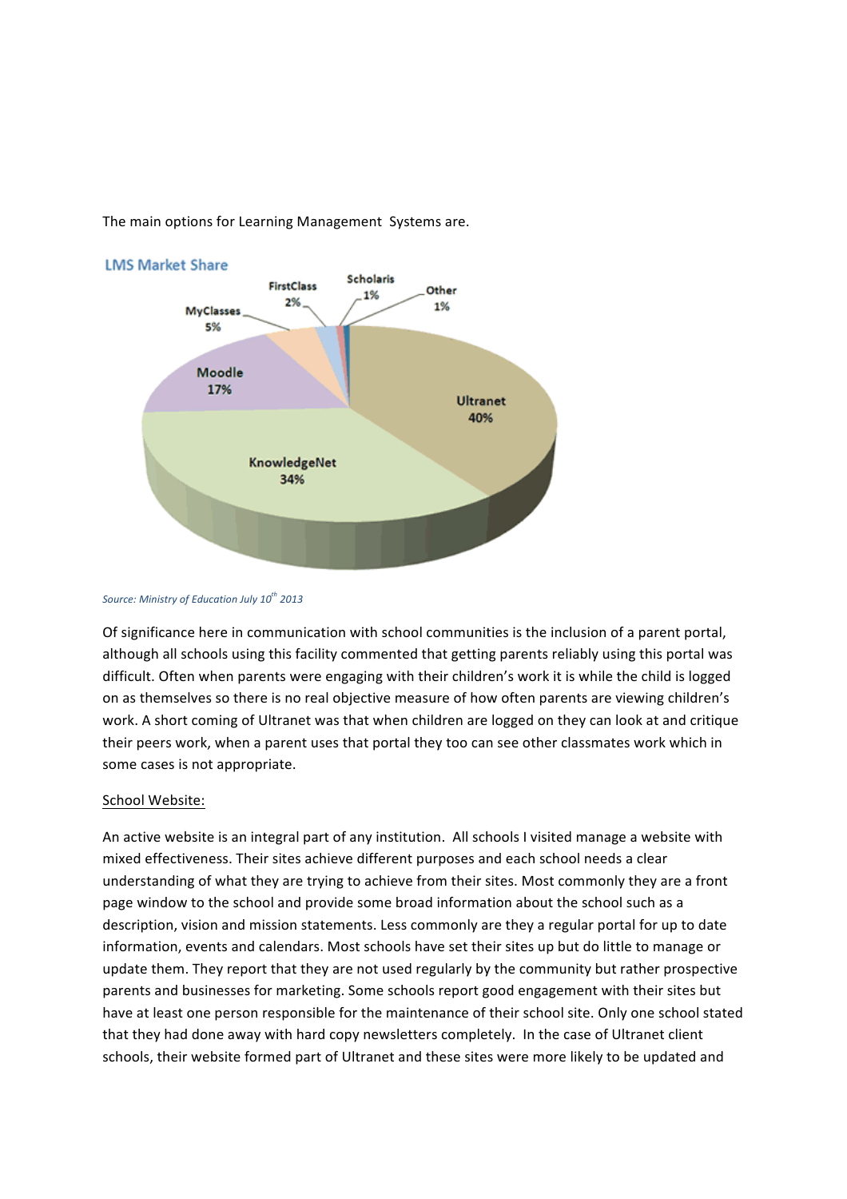The main options for Learning Management Systems are.

Source: Ministry of Education July 10th 2013

Of significance here in communication with school communities is the inclusion of a parent portal, although all schools using this facility commented that getting parents reliably using this portal was difficult. Often when parents were engaging with their children's work it is while the child is logged on as themselves so there is no real objective measure of how often parents are viewing children's work. A short coming of Ultranet was that when children are logged on they can look at and critique their peers work, when a parent uses that portal they too can see other classmates work which in some cases is not appropriate.

<u>School Website:</u>

An active website is an integral part of any institution. All schools I visited manage a website with mixed effectiveness. Their sites achieve different purposes and each school needs a clear understanding of what they are trying to achieve from their sites. Most commonly they are a front page window to the school and provide some broad information about the school such as a description, vision and mission statements. Less commonly are they a regular portal for up to date information, events and calendars. Most schools have set their sites up but do little to manage or update them. They report that they are not used regularly by the community but rather prospective parents and businesses for marketing. Some schools report good engagement with their sites but have at least one person responsible for the maintenance of their school site. Only one school stated that they had done away with hard copy newsletters completely. In the case of Ultranet client schools, their website formed part of Ultranet and these sites were more likely to be updated and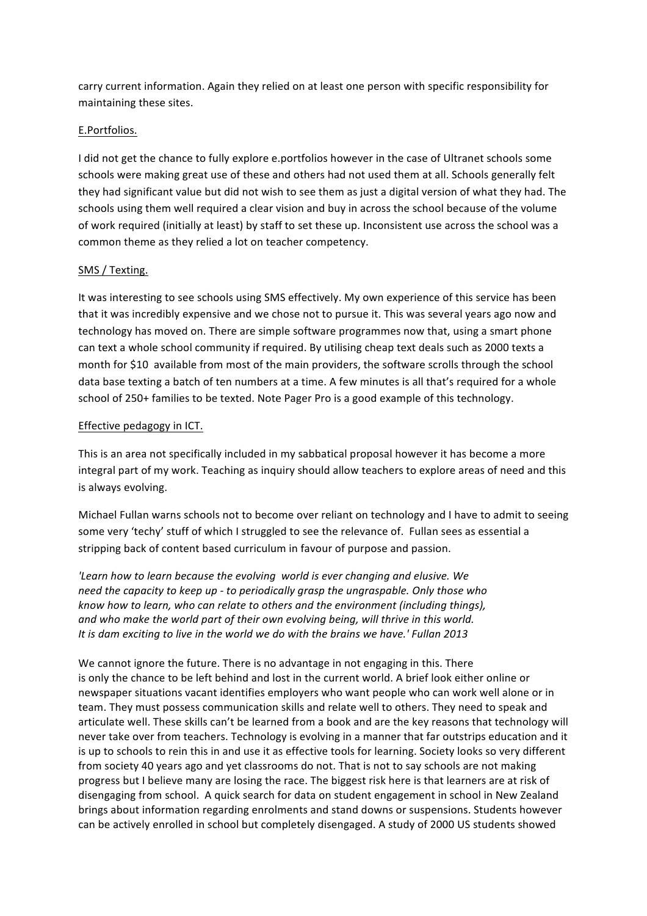carry current information. Again they relied on at least one person with specific responsibility for maintaining these sites.

E.Portfolios.

I did not get the chance to fully explore e.portfolios however in the case of Ultranet schools some schools were making great use of these and others had not used them at all. Schools generally felt they had significant value but did not wish to see them as just a digital version of what they had. The schools using them well required a clear vision and buy in across the school because of the volume of work required (initially at least) by staff to set these up. Inconsistent use across the school was a common theme as they relied a lot on teacher competency.

SMS / Texting.

It was interesting to see schools using SMS effectively. My own experience of this service has been that it was incredibly expensive and we chose not to pursue it. This was several years ago now and technology has moved on. There are simple software programmes now that, using a smart phone can text a whole school community if required. By utilising cheap text deals such as 2000 texts a month for $10 available from most of the main providers, the software scrolls through the school data base texting a batch of ten numbers at a time. A few minutes is all that's required for a whole school of 250+ families to be texted. Note Pager Pro is a good example of this technology.

Effective pedagogy in ICT.

This is an area not specifically included in my sabbatical proposal however it has become a more integral part of my work. Teaching as inquiry should allow teachers to explore areas of need and this is always evolving.

Michael Fullan warns schools not to become over reliant on technology and I have to admit to seeing some very 'techy' stuff of which I struggled to see the relevance of. Fullan sees as essential a stripping back of content based curriculum in favour of purpose and passion.

*'Learn how to learn because the evolving world is ever changing and elusive. We need the capacity to keep up - to periodically grasp the ungraspable. Only those who know how to learn, who can relate to others and the environment (including things), and who make the world part of their own evolving being, will thrive in this world. It is dam exciting to live in the world we do with the brains we have.' Fullan 2013*

We cannot ignore the future. There is no advantage in not engaging in this. There is only the chance to be left behind and lost in the current world. A brief look either online or newspaper situations vacant identifies employers who want people who can work well alone or in team. They must possess communication skills and relate well to others. They need to speak and articulate well. These skills can't be learned from a book and are the key reasons that technology will never take over from teachers. Technology is evolving in a manner that far outstrips education and it is up to schools to rein this in and use it as effective tools for learning. Society looks so very different from society 40 years ago and yet classrooms do not. That is not to say schools are not making progress but I believe many are losing the race. The biggest risk here is that learners are at risk of disengaging from school. A quick search for data on student engagement in school in New Zealand brings about information regarding enrolments and stand downs or suspensions. Students however can be actively enrolled in school but completely disengaged. A study of 2000 US students showed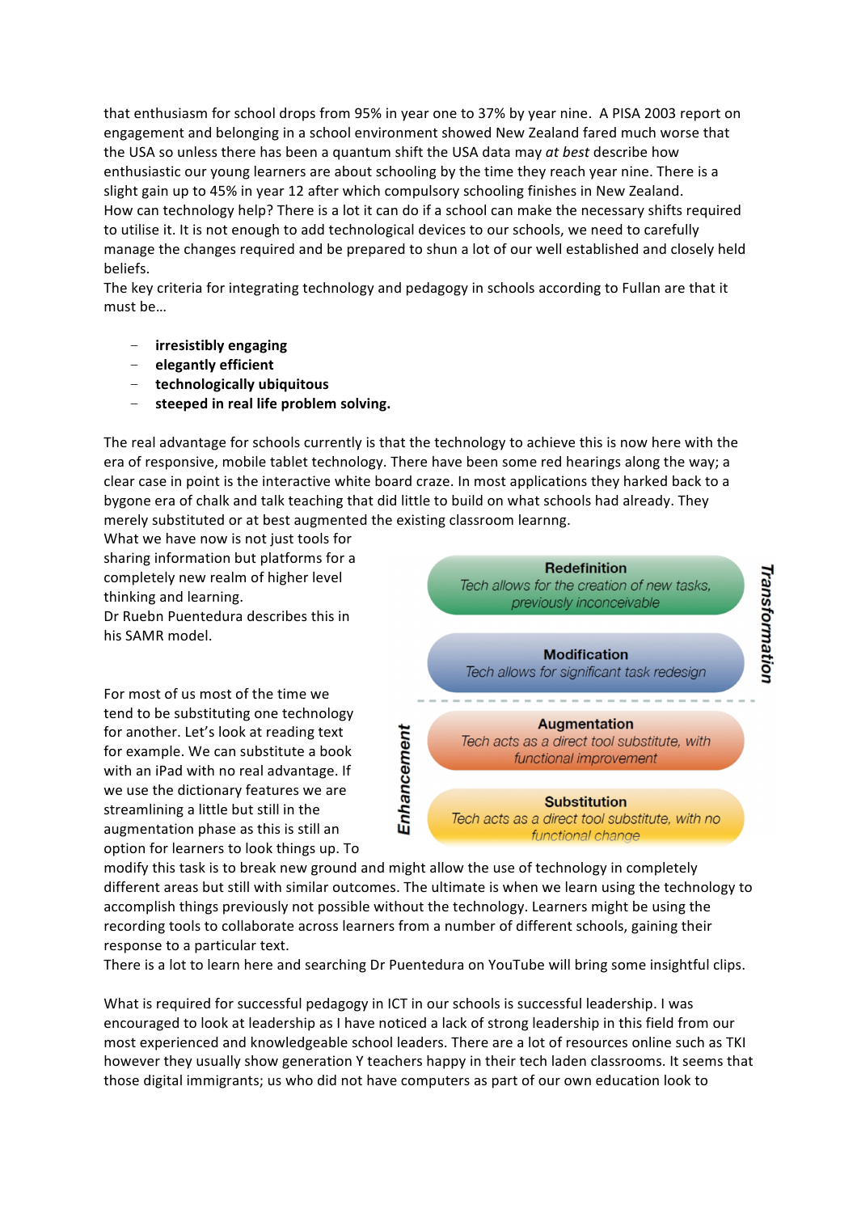that enthusiasm for school drops from 95% in year one to 37% by year nine. A PISA 2003 report on engagement and belonging in a school environment showed New Zealand fared much worse that the USA so unless there has been a quantum shift the USA data may *at best* describe how enthusiastic our young learners are about schooling by the time they reach year nine. There is a slight gain up to 45% in year 12 after which compulsory schooling finishes in New Zealand.
How can technology help? There is a lot it can do if a school can make the necessary shifts required to utilise it. It is not enough to add technological devices to our schools, we need to carefully manage the changes required and be prepared to shun a lot of our well established and closely held beliefs.
The key criteria for integrating technology and pedagogy in schools according to Fullan are that it must be…

- **irresistibly engaging**
- **elegantly efficient**
- **technologically ubiquitous**
- **steeped in real life problem solving.**

The real advantage for schools currently is that the technology to achieve this is now here with the era of responsive, mobile tablet technology. There have been some red hearings along the way; a clear case in point is the interactive white board craze. In most applications they harked back to a bygone era of chalk and talk teaching that did little to build on what schools had already. They merely substituted or at best augmented the existing classroom learnng.
What we have now is not just tools for sharing information but platforms for a completely new realm of higher level thinking and learning.
Dr Ruebn Puentedura describes this in his SAMR model.

| | Level | Description |
|---|---|---|
| *Transformation* | **Redefinition** | *Tech allows for the creation of new tasks, previously inconceivable* |
| | **Modification** | *Tech allows for significant task redesign* |
| *Enhancement* | **Augmentation** | *Tech acts as a direct tool substitute, with functional improvement* |
| | **Substitution** | *Tech acts as a direct tool substitute, with no functional change* |

For most of us most of the time we tend to be substituting one technology for another. Let's look at reading text for example. We can substitute a book with an iPad with no real advantage. If we use the dictionary features we are streamlining a little but still in the augmentation phase as this is still an option for learners to look things up. To modify this task is to break new ground and might allow the use of technology in completely different areas but still with similar outcomes. The ultimate is when we learn using the technology to accomplish things previously not possible without the technology. Learners might be using the recording tools to collaborate across learners from a number of different schools, gaining their response to a particular text.
There is a lot to learn here and searching Dr Puentedura on YouTube will bring some insightful clips.

What is required for successful pedagogy in ICT in our schools is successful leadership. I was encouraged to look at leadership as I have noticed a lack of strong leadership in this field from our most experienced and knowledgeable school leaders. There are a lot of resources online such as TKI however they usually show generation Y teachers happy in their tech laden classrooms. It seems that those digital immigrants; us who did not have computers as part of our own education look to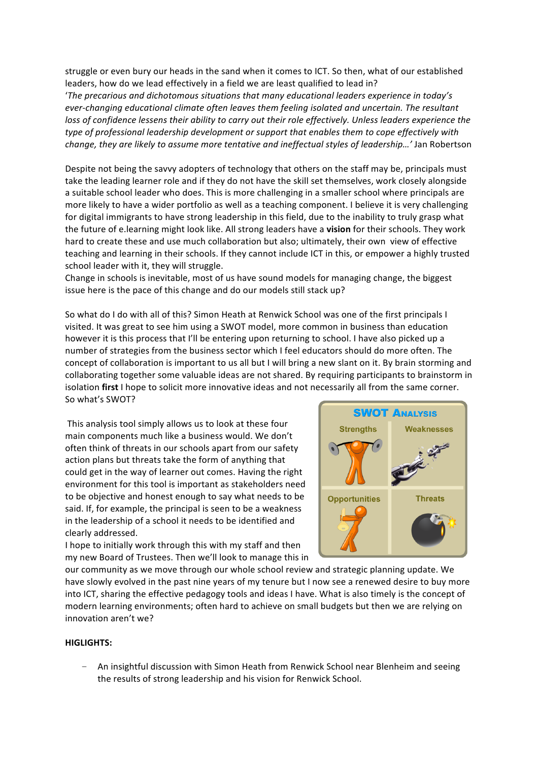struggle or even bury our heads in the sand when it comes to ICT. So then, what of our established leaders, how do we lead effectively in a field we are least qualified to lead in?
'*The precarious and dichotomous situations that many educational leaders experience in today's ever-changing educational climate often leaves them feeling isolated and uncertain. The resultant loss of confidence lessens their ability to carry out their role effectively. Unless leaders experience the type of professional leadership development or support that enables them to cope effectively with change, they are likely to assume more tentative and ineffectual styles of leadership…'* Jan Robertson

Despite not being the savvy adopters of technology that others on the staff may be, principals must take the leading learner role and if they do not have the skill set themselves, work closely alongside a suitable school leader who does. This is more challenging in a smaller school where principals are more likely to have a wider portfolio as well as a teaching component. I believe it is very challenging for digital immigrants to have strong leadership in this field, due to the inability to truly grasp what the future of e.learning might look like. All strong leaders have a **vision** for their schools. They work hard to create these and use much collaboration but also; ultimately, their own view of effective teaching and learning in their schools. If they cannot include ICT in this, or empower a highly trusted school leader with it, they will struggle.
Change in schools is inevitable, most of us have sound models for managing change, the biggest issue here is the pace of this change and do our models still stack up?

So what do I do with all of this? Simon Heath at Renwick School was one of the first principals I visited. It was great to see him using a SWOT model, more common in business than education however it is this process that I'll be entering upon returning to school. I have also picked up a number of strategies from the business sector which I feel educators should do more often. The concept of collaboration is important to us all but I will bring a new slant on it. By brain storming and collaborating together some valuable ideas are not shared. By requiring participants to brainstorm in isolation **first** I hope to solicit more innovative ideas and not necessarily all from the same corner.
So what's SWOT?

This analysis tool simply allows us to look at these four main components much like a business would. We don't often think of threats in our schools apart from our safety action plans but threats take the form of anything that could get in the way of learner out comes. Having the right environment for this tool is important as stakeholders need to be objective and honest enough to say what needs to be said. If, for example, the principal is seen to be a weakness in the leadership of a school it needs to be identified and clearly addressed.

| SWOT Analysis | |
|---|---|
| Strengths | Weaknesses |
| Opportunities | Threats |

I hope to initially work through this with my staff and then my new Board of Trustees. Then we'll look to manage this in our community as we move through our whole school review and strategic planning update. We have slowly evolved in the past nine years of my tenure but I now see a renewed desire to buy more into ICT, sharing the effective pedagogy tools and ideas I have. What is also timely is the concept of modern learning environments; often hard to achieve on small budgets but then we are relying on innovation aren't we?

**HIGLIGHTS:**

- An insightful discussion with Simon Heath from Renwick School near Blenheim and seeing the results of strong leadership and his vision for Renwick School.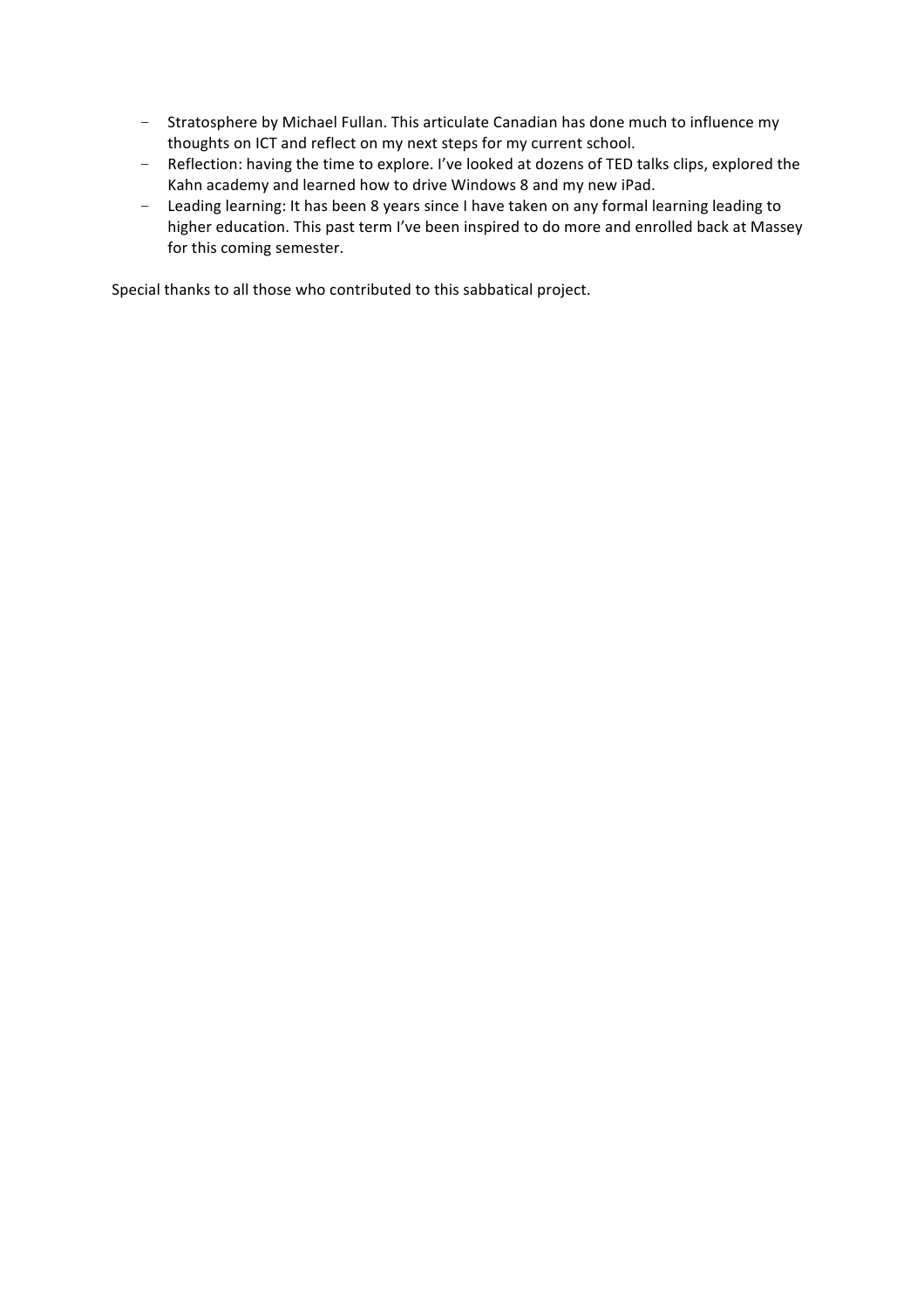- Stratosphere by Michael Fullan. This articulate Canadian has done much to influence my thoughts on ICT and reflect on my next steps for my current school.
- Reflection: having the time to explore. I've looked at dozens of TED talks clips, explored the Kahn academy and learned how to drive Windows 8 and my new iPad.
- Leading learning: It has been 8 years since I have taken on any formal learning leading to higher education. This past term I've been inspired to do more and enrolled back at Massey for this coming semester.

Special thanks to all those who contributed to this sabbatical project.